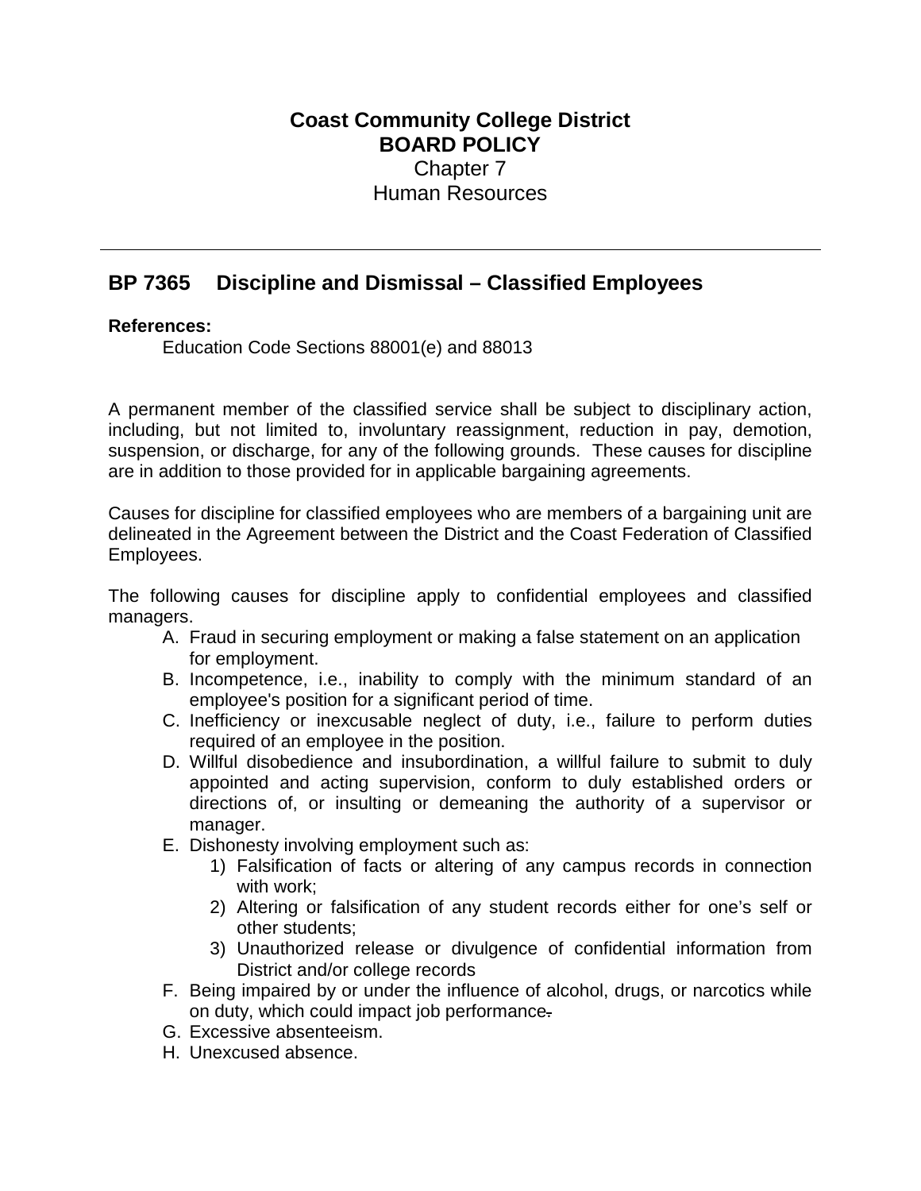# Coast Community College District
## BOARD POLICY
Chapter 7
Human Resources

---

## BP 7365 Discipline and Dismissal – Classified Employees

**References:**

Education Code Sections 88001(e) and 88013

A permanent member of the classified service shall be subject to disciplinary action, including, but not limited to, involuntary reassignment, reduction in pay, demotion, suspension, or discharge, for any of the following grounds. These causes for discipline are in addition to those provided for in applicable bargaining agreements.

Causes for discipline for classified employees who are members of a bargaining unit are delineated in the Agreement between the District and the Coast Federation of Classified Employees.

The following causes for discipline apply to confidential employees and classified managers.

A. Fraud in securing employment or making a false statement on an application for employment.
B. Incompetence, i.e., inability to comply with the minimum standard of an employee's position for a significant period of time.
C. Inefficiency or inexcusable neglect of duty, i.e., failure to perform duties required of an employee in the position.
D. Willful disobedience and insubordination, a willful failure to submit to duly appointed and acting supervision, conform to duly established orders or directions of, or insulting or demeaning the authority of a supervisor or manager.
E. Dishonesty involving employment such as:
    1) Falsification of facts or altering of any campus records in connection with work;
    2) Altering or falsification of any student records either for one's self or other students;
    3) Unauthorized release or divulgence of confidential information from District and/or college records
F. Being impaired by or under the influence of alcohol, drugs, or narcotics while on duty, which could impact job performance.
G. Excessive absenteeism.
H. Unexcused absence.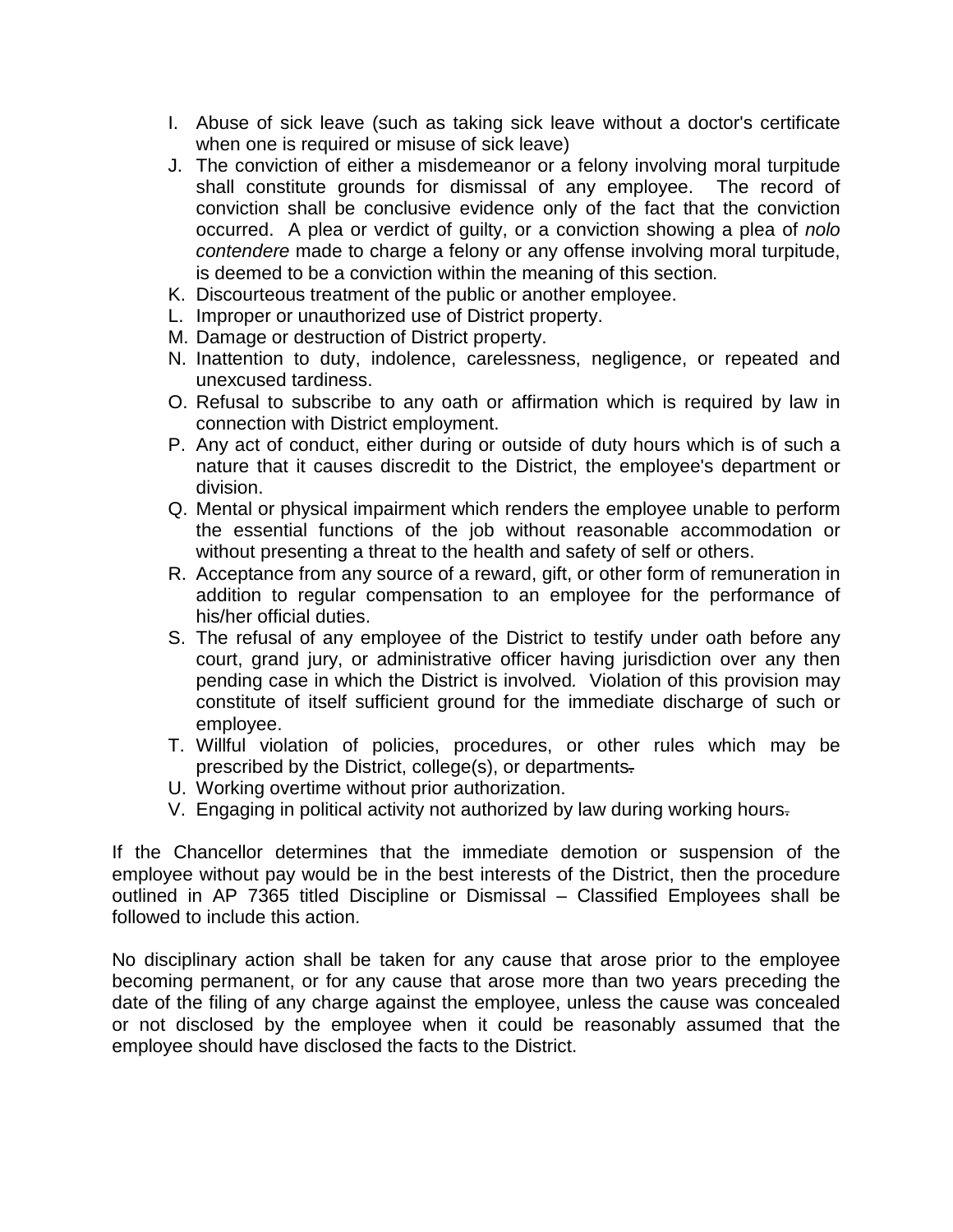I. Abuse of sick leave (such as taking sick leave without a doctor's certificate when one is required or misuse of sick leave)
J. The conviction of either a misdemeanor or a felony involving moral turpitude shall constitute grounds for dismissal of any employee. The record of conviction shall be conclusive evidence only of the fact that the conviction occurred. A plea or verdict of guilty, or a conviction showing a plea of *nolo contendere* made to charge a felony or any offense involving moral turpitude, is deemed to be a conviction within the meaning of this section.
K. Discourteous treatment of the public or another employee.
L. Improper or unauthorized use of District property.
M. Damage or destruction of District property.
N. Inattention to duty, indolence, carelessness, negligence, or repeated and unexcused tardiness.
O. Refusal to subscribe to any oath or affirmation which is required by law in connection with District employment.
P. Any act of conduct, either during or outside of duty hours which is of such a nature that it causes discredit to the District, the employee's department or division.
Q. Mental or physical impairment which renders the employee unable to perform the essential functions of the job without reasonable accommodation or without presenting a threat to the health and safety of self or others.
R. Acceptance from any source of a reward, gift, or other form of remuneration in addition to regular compensation to an employee for the performance of his/her official duties.
S. The refusal of any employee of the District to testify under oath before any court, grand jury, or administrative officer having jurisdiction over any then pending case in which the District is involved. Violation of this provision may constitute of itself sufficient ground for the immediate discharge of such or employee.
T. Willful violation of policies, procedures, or other rules which may be prescribed by the District, college(s), or departments.
U. Working overtime without prior authorization.
V. Engaging in political activity not authorized by law during working hours.

If the Chancellor determines that the immediate demotion or suspension of the employee without pay would be in the best interests of the District, then the procedure outlined in AP 7365 titled Discipline or Dismissal – Classified Employees shall be followed to include this action.

No disciplinary action shall be taken for any cause that arose prior to the employee becoming permanent, or for any cause that arose more than two years preceding the date of the filing of any charge against the employee, unless the cause was concealed or not disclosed by the employee when it could be reasonably assumed that the employee should have disclosed the facts to the District.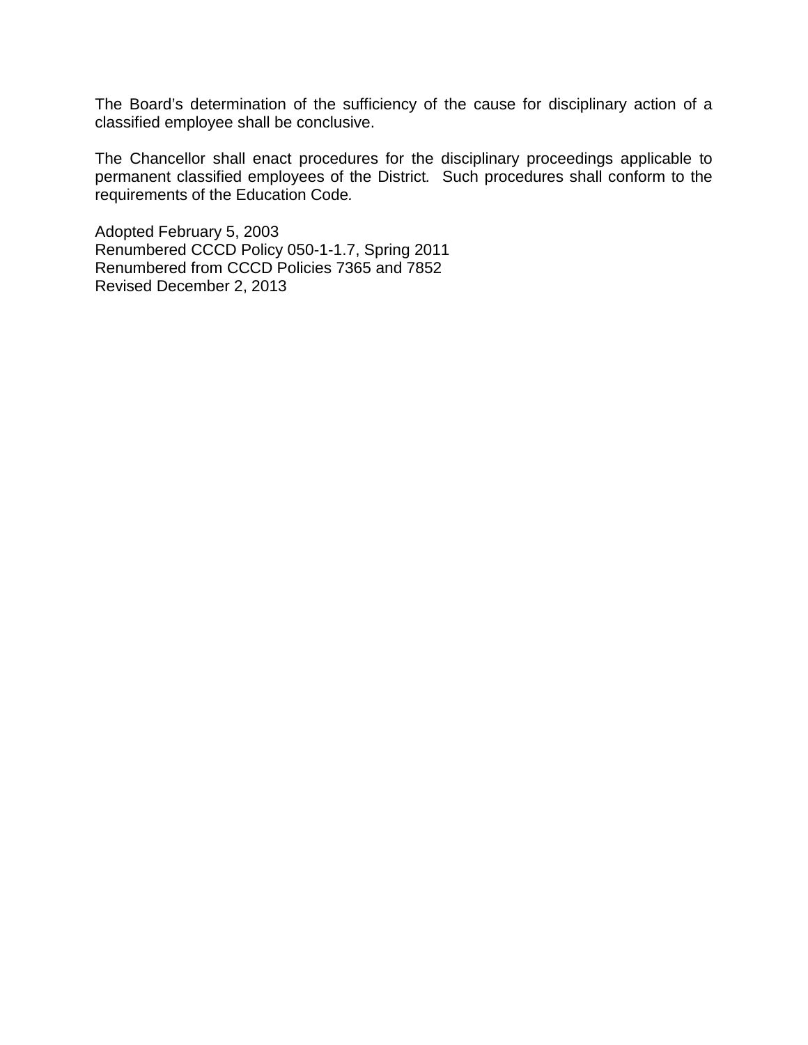The Board's determination of the sufficiency of the cause for disciplinary action of a classified employee shall be conclusive.

The Chancellor shall enact procedures for the disciplinary proceedings applicable to permanent classified employees of the District. Such procedures shall conform to the requirements of the Education Code.

Adopted February 5, 2003
Renumbered CCCD Policy 050-1-1.7, Spring 2011
Renumbered from CCCD Policies 7365 and 7852
Revised December 2, 2013